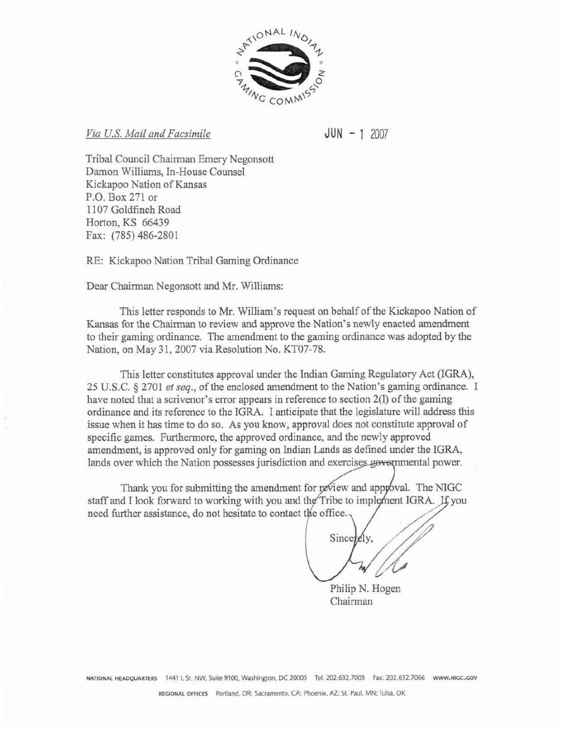NATIONAL INDIAN GAMING COMMISSION

*Via U.S. Mail and Facsimile*

JUN - 1 2007

Tribal Council Chairman Emery Negonsott
Damon Williams, In-House Counsel
Kickapoo Nation of Kansas
P.O. Box 271 or
1107 Goldfinch Road
Horton, KS 66439
Fax: (785) 486-2801

RE: Kickapoo Nation Tribal Gaming Ordinance

Dear Chairman Negonsott and Mr. Williams:

This letter responds to Mr. William's request on behalf of the Kickapoo Nation of Kansas for the Chairman to review and approve the Nation's newly enacted amendment to their gaming ordinance. The amendment to the gaming ordinance was adopted by the Nation, on May 31, 2007 via Resolution No. KT07-78.

This letter constitutes approval under the Indian Gaming Regulatory Act (IGRA), 25 U.S.C. § 2701 *et seq.*, of the enclosed amendment to the Nation's gaming ordinance. I have noted that a scrivenor's error appears in reference to section 2(l) of the gaming ordinance and its reference to the IGRA. I anticipate that the legislature will address this issue when it has time to do so. As you know, approval does not constitute approval of specific games. Furthermore, the approved ordinance, and the newly approved amendment, is approved only for gaming on Indian Lands as defined under the IGRA, lands over which the Nation possesses jurisdiction and exercises governmental power.

Thank you for submitting the amendment for review and approval. The NIGC staff and I look forward to working with you and the Tribe to implement IGRA. If you need further assistance, do not hesitate to contact the office.

Sincerely,

Philip N. Hogen
Chairman

NATIONAL HEADQUARTERS 1441 L St. NW, Suite 9100, Washington, DC 20005 Tel: 202.632.7003 Fax: 202.632.7066 WWW.NIGC.GOV

REGIONAL OFFICES Portland, OR; Sacramento, CA; Phoenix, AZ; St. Paul, MN; Tulsa, OK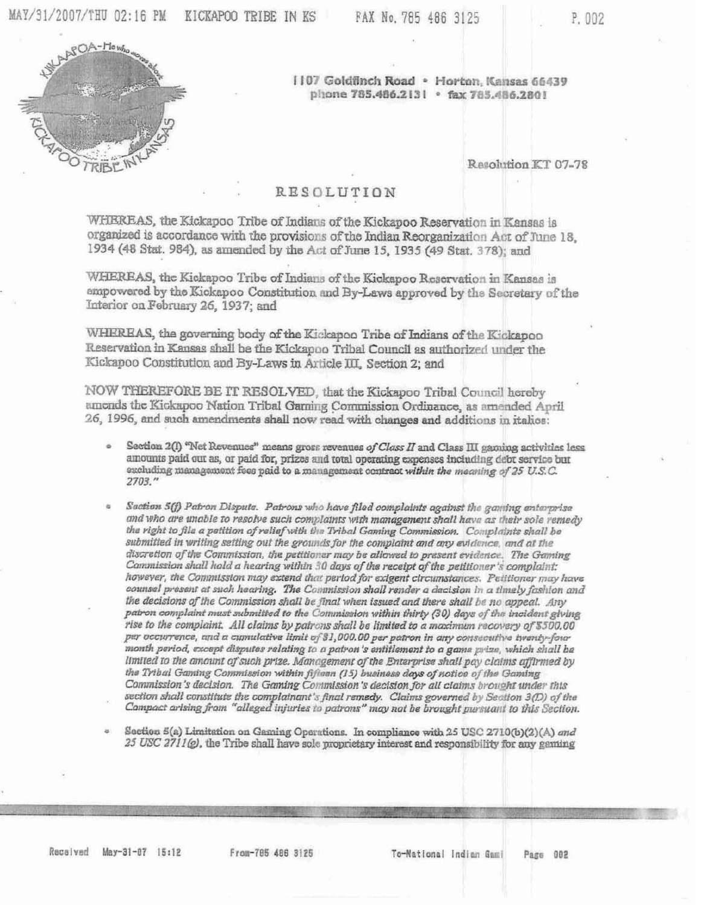1107 Goldfinch Road • Horton, Kansas 66439
phone 785.486.2131 • fax 785.486.2801

Resolution KT 07-78

# RESOLUTION

WHEREAS, the Kickapoo Tribe of Indians of the Kickapoo Reservation in Kansas is organized is accordance with the provisions of the Indian Reorganization Act of June 18, 1934 (48 Stat. 984), as amended by the Act of June 15, 1935 (49 Stat. 378); and

WHEREAS, the Kickapoo Tribe of Indians of the Kickapoo Reservation in Kansas is empowered by the Kickapoo Constitution and By-Laws approved by the Secretary of the Interior on February 26, 1937; and

WHEREAS, the governing body of the Kickapoo Tribe of Indians of the Kickapoo Reservation in Kansas shall be the Kickapoo Tribal Council as authorized under the Kickapoo Constitution and By-Laws in Article III, Section 2; and

NOW THEREFORE BE IT RESOLVED, that the Kickapoo Tribal Council hereby amends the Kickapoo Nation Tribal Gaming Commission Ordinance, as amended April 26, 1996, and such amendments shall now read with changes and additions in italics:

- Section 2(l) "Net Revenues" means gross revenues *of Class II* and Class III gaming activities less amounts paid out as, or paid for, prizes and total operating expenses including debt service but excluding management fees paid to a management contract *within the meaning of 25 U.S.C. 2703."*

- *Section 5(f) Patron Dispute. Patrons who have filed complaints against the gaming enterprise and who are unable to resolve such complaints with management shall have as their sole remedy the right to file a petition of relief with the Tribal Gaming Commission. Complaints shall be submitted in writing setting out the grounds for the complaint and any evidence, and at the discretion of the Commission, the petitioner may be allowed to present evidence. The Gaming Commission shall hold a hearing within 30 days of the receipt of the petitioner's complaint: however, the Commission may extend that period for exigent circumstances. Petitioner may have counsel present at such hearing. The Commission shall render a decision in a timely fashion and the decisions of the Commission shall be final when issued and there shall be no appeal. Any patron complaint must submitted to the Commission within thirty (30) days of the incident giving rise to the complaint. All claims by patrons shall be limited to a maximum recovery of $500.00 per occurrence, and a cumulative limit of $1,000.00 per patron in any consecutive twenty-four month period, except disputes relating to a patron's entitlement to a game prize, which shall be limited to the amount of such prize. Management of the Enterprise shall pay claims affirmed by the Tribal Gaming Commission within fifteen (15) business days of notice of the Gaming Commission's decision. The Gaming Commission's decision for all claims brought under this section shall constitute the complainant's final remedy. Claims governed by Section 3(D) of the Compact arising from "alleged injuries to patrons" may not be brought pursuant to this Section.*

- Section 5(a) Limitation on Gaming Operations. In compliance with 25 USC 2710(b)(2)(A) *and 25 USC 2711(g)*, the Tribe shall have sole proprietary interest and responsibility for any gaming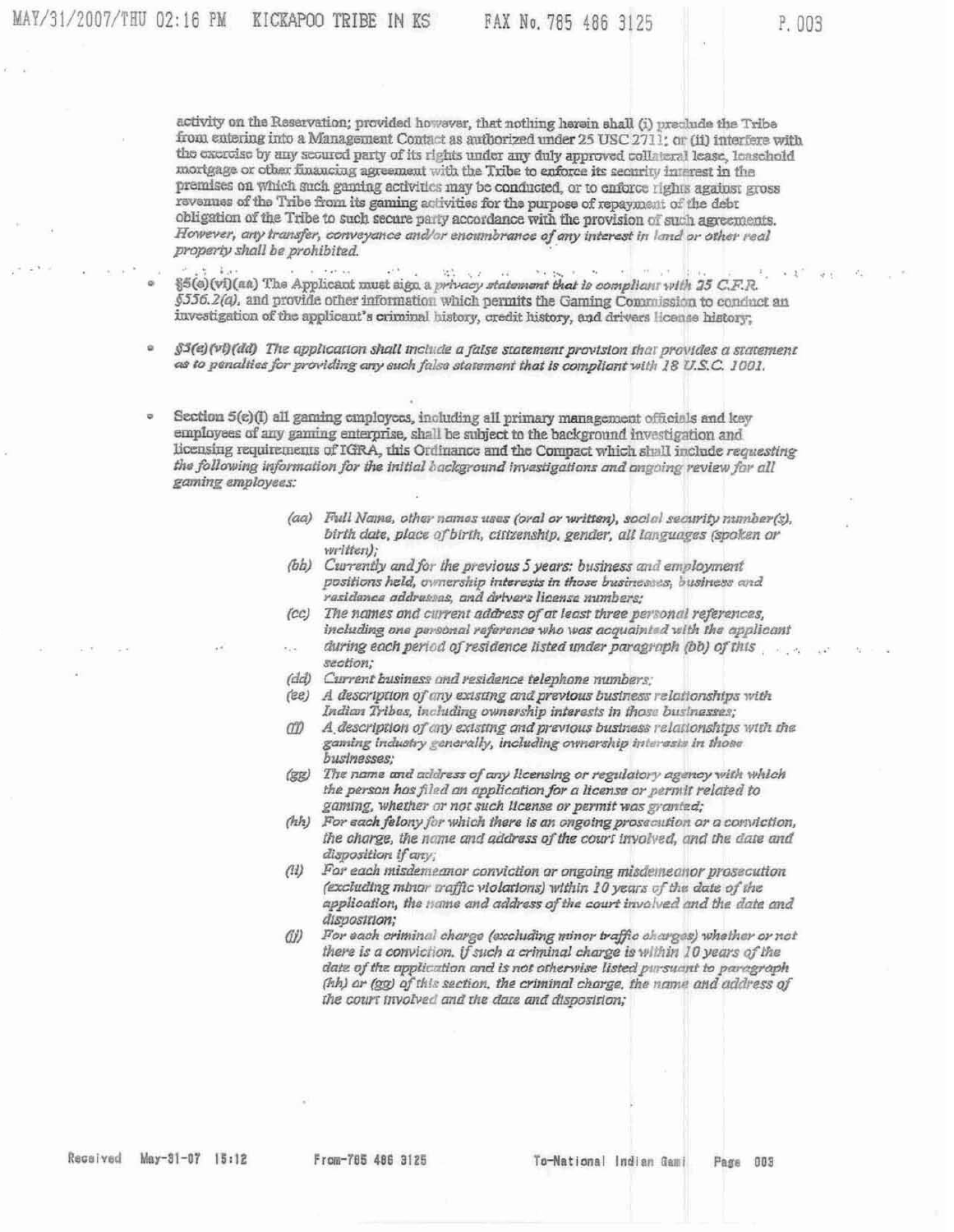activity on the Reservation; provided however, that nothing herein shall (i) preclude the Tribe from entering into a Management Contact as authorized under 25 USC 2711; or (ii) interfere with the exercise by any secured party of its rights under any duly approved collateral lease, leasehold mortgage or other financing agreement with the Tribe to enforce its security interest in the premises on which such gaming activities may be conducted, or to enforce rights against gross revenues of the Tribe from its gaming activities for the purpose of repayment of the debt obligation of the Tribe to such secure party accordance with the provision of such agreements. *However, any transfer, conveyance and/or encumbrance of any interest in land or other real property shall be prohibited.*

- §5(e)(vi)(aa) The Applicant must sign a *privacy statement that is compliant with 25 C.F.R. §556.2(a),* and provide other information which permits the Gaming Commission to conduct an investigation of the applicant's criminal history, credit history, and drivers license history;

- *§5(e)(vi)(dd) The application shall include a false statement provision that provides a statement as to penalties for providing any such false statement that is compliant with 18 U.S.C. 1001.*

- Section 5(e)(I) all gaming employees, including all primary management officials and key employees of any gaming enterprise, shall be subject to the background investigation and licensing requirements of IGRA, this Ordinance and the Compact which shall include *requesting the following information for the initial background investigations and ongoing review for all gaming employees:*

  *(aa) Full Name, other names uses (oral or written), social security number(s), birth date, place of birth, citizenship, gender, all languages (spoken or written);*

  *(bb) Currently and for the previous 5 years: business and employment positions held, ownership interests in those businesses, business and residence addresses, and drivers license numbers;*

  *(cc) The names and current address of at least three personal references, including one personal reference who was acquainted with the applicant during each period of residence listed under paragraph (bb) of this section;*

  *(dd) Current business and residence telephone numbers;*

  *(ee) A description of any existing and previous business relationships with Indian Tribes, including ownership interests in those businesses;*

  *(ff) A description of any existing and previous business relationships with the gaming industry generally, including ownership interests in those businesses;*

  *(gg) The name and address of any licensing or regulatory agency with which the person has filed an application for a license or permit related to gaming, whether or not such license or permit was granted;*

  *(hh) For each felony for which there is an ongoing prosecution or a conviction, the charge, the name and address of the court involved, and the date and disposition if any;*

  *(ii) For each misdemeanor conviction or ongoing misdemeanor prosecution (excluding minor traffic violations) within 10 years of the date of the application, the name and address of the court involved and the date and disposition;*

  *(jj) For each criminal charge (excluding minor traffic charges) whether or not there is a conviction, if such a criminal charge is within 10 years of the date of the application and is not otherwise listed pursuant to paragraph (hh) or (gg) of this section, the criminal charge, the name and address of the court involved and the date and disposition;*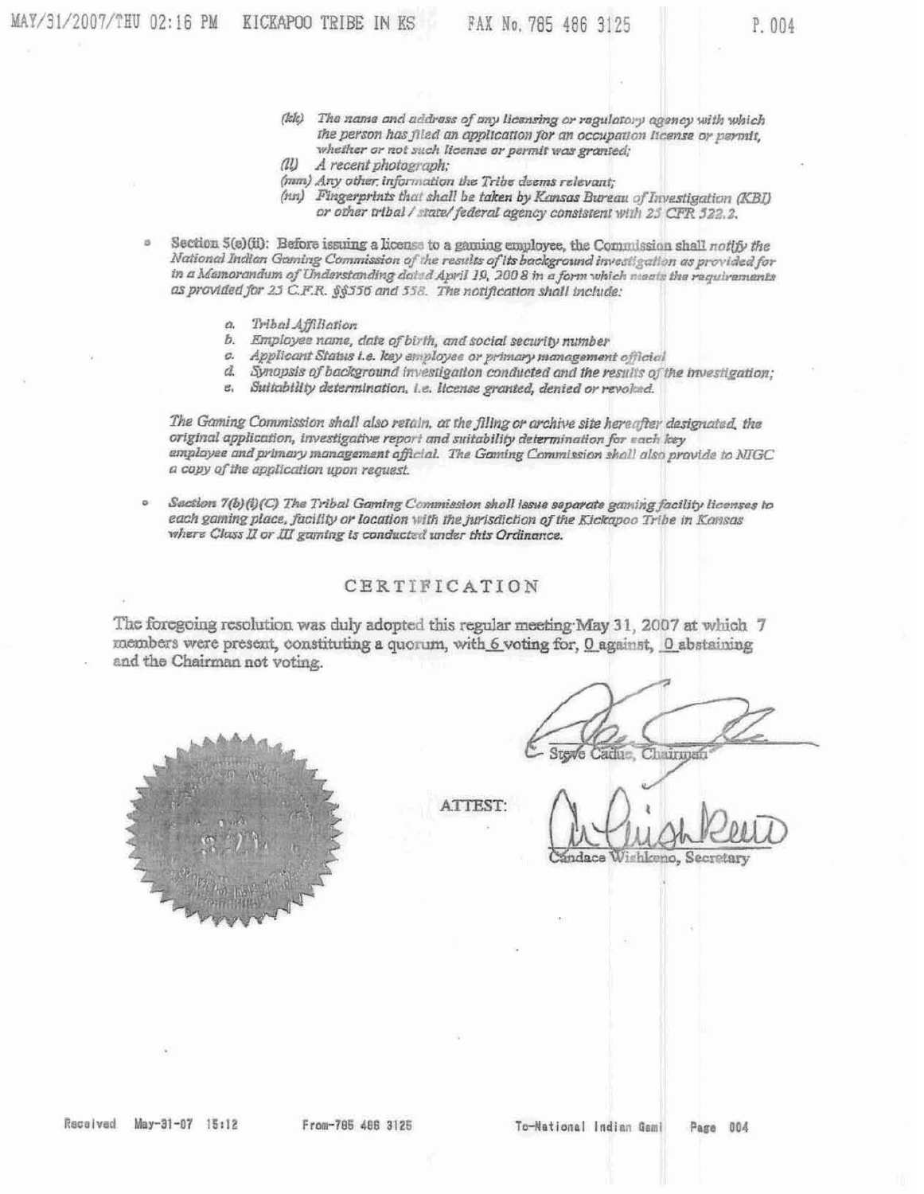- (kk) *The name and address of any licensing or regulatory agency with which the person has filed an application for an occupation license or permit, whether or not such license or permit was granted;*
- (ll) *A recent photograph;*
- (mm) *Any other information the Tribe deems relevant;*
- (nn) *Fingerprints that shall be taken by Kansas Bureau of Investigation (KBI) or other tribal / state/ federal agency consistent with 25 CFR 522.2.*

- Section 5(e)(ii): Before issuing a license to a gaming employee, the Commission shall *notify the National Indian Gaming Commission of the results of its background investigation as provided for in a Memorandum of Understanding dated April 19, 2008 in a form which meets the requirements as provided for 25 C.F.R. §§556 and 558. The notification shall include:*

  - a. *Tribal Affiliation*
  - b. *Employee name, date of birth, and social security number*
  - c. *Applicant Status i.e. key employee or primary management official*
  - d. *Synopsis of background investigation conducted and the results of the investigation;*
  - e. *Suitability determination, i.e. license granted, denied or revoked.*

  *The Gaming Commission shall also retain, at the filing or archive site hereafter designated, the original application, investigative report and suitability determination for each key employee and primary management official. The Gaming Commission shall also provide to NIGC a copy of the application upon request.*

- *Section 7(b)(i)(C) The Tribal Gaming Commission shall issue separate gaming facility licenses to each gaming place, facility or location with the jurisdiction of the Kickapoo Tribe in Kansas where Class II or III gaming is conducted under this Ordinance.*

## CERTIFICATION

The foregoing resolution was duly adopted this regular meeting May 31, 2007 at which 7 members were present, constituting a quorum, with 6 voting for, 0 against, 0 abstaining and the Chairman not voting.

Steve Cadue, Chairman

ATTEST:

Candace Wishkeno, Secretary